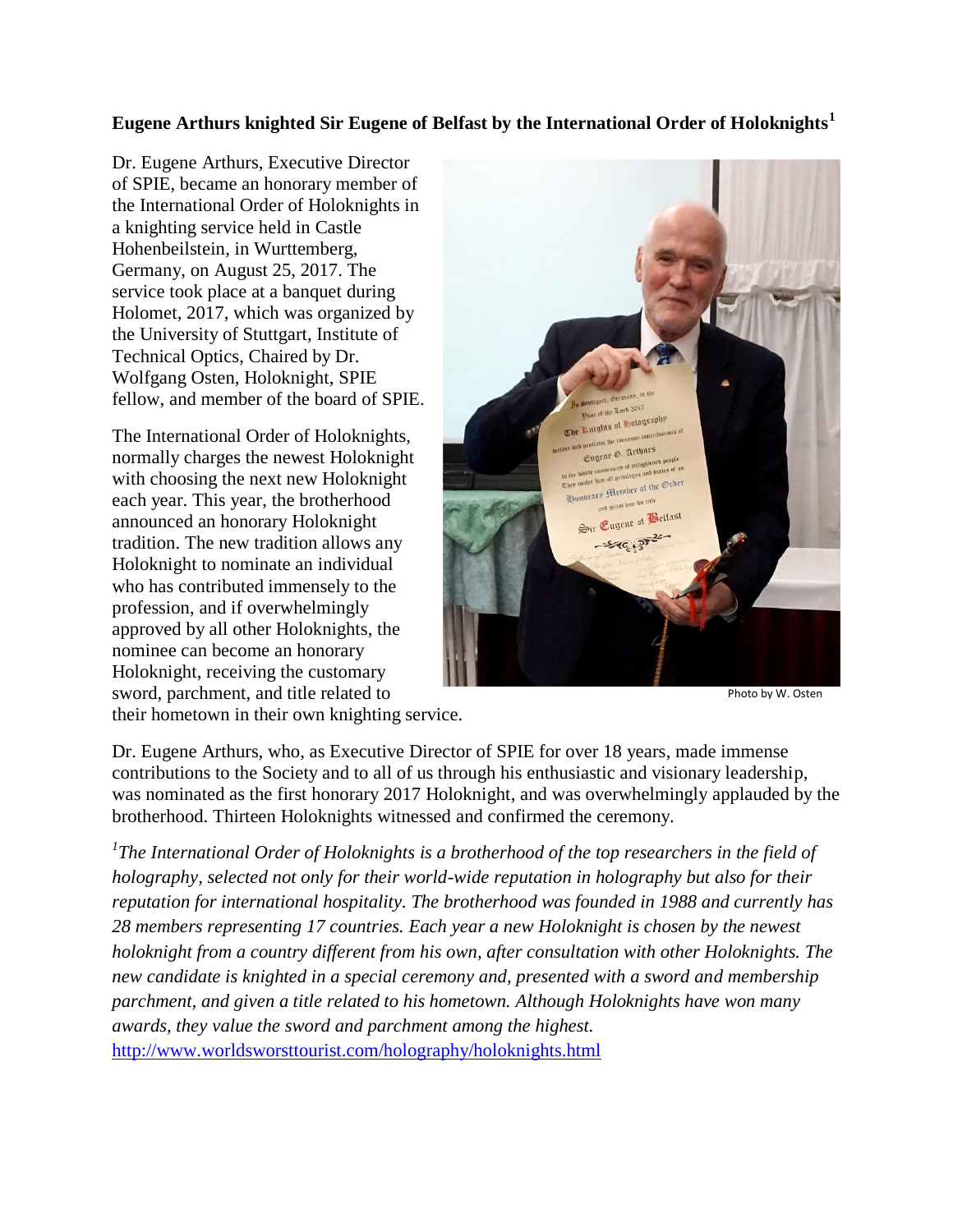**Eugene Arthurs knighted Sir Eugene of Belfast by the International Order of Holoknights[1]**

Dr. Eugene Arthurs, Executive Director of SPIE, became an honorary member of the International Order of Holoknights in a knighting service held in Castle Hohenbeilstein, in Wurttemberg, Germany, on August 25, 2017. The service took place at a banquet during Holomet, 2017, which was organized by the University of Stuttgart, Institute of Technical Optics, Chaired by Dr. Wolfgang Osten, Holoknight, SPIE fellow, and member of the board of SPIE.

The International Order of Holoknights, normally charges the newest Holoknight with choosing the next new Holoknight each year. This year, the brotherhood announced an honorary Holoknight tradition. The new tradition allows any Holoknight to nominate an individual who has contributed immensely to the profession, and if overwhelmingly approved by all other Holoknights, the nominee can become an honorary Holoknight, receiving the customary sword, parchment, and title related to their hometown in their own knighting service.

Photo by W. Osten

Dr. Eugene Arthurs, who, as Executive Director of SPIE for over 18 years, made immense contributions to the Society and to all of us through his enthusiastic and visionary leadership, was nominated as the first honorary 2017 Holoknight, and was overwhelmingly applauded by the brotherhood. Thirteen Holoknights witnessed and confirmed the ceremony.

*[1]The International Order of Holoknights is a brotherhood of the top researchers in the field of holography, selected not only for their world-wide reputation in holography but also for their reputation for international hospitality. The brotherhood was founded in 1988 and currently has 28 members representing 17 countries. Each year a new Holoknight is chosen by the newest holoknight from a country different from his own, after consultation with other Holoknights. The new candidate is knighted in a special ceremony and, presented with a sword and membership parchment, and given a title related to his hometown. Although Holoknights have won many awards, they value the sword and parchment among the highest.*
http://www.worldsworsttourist.com/holography/holoknights.html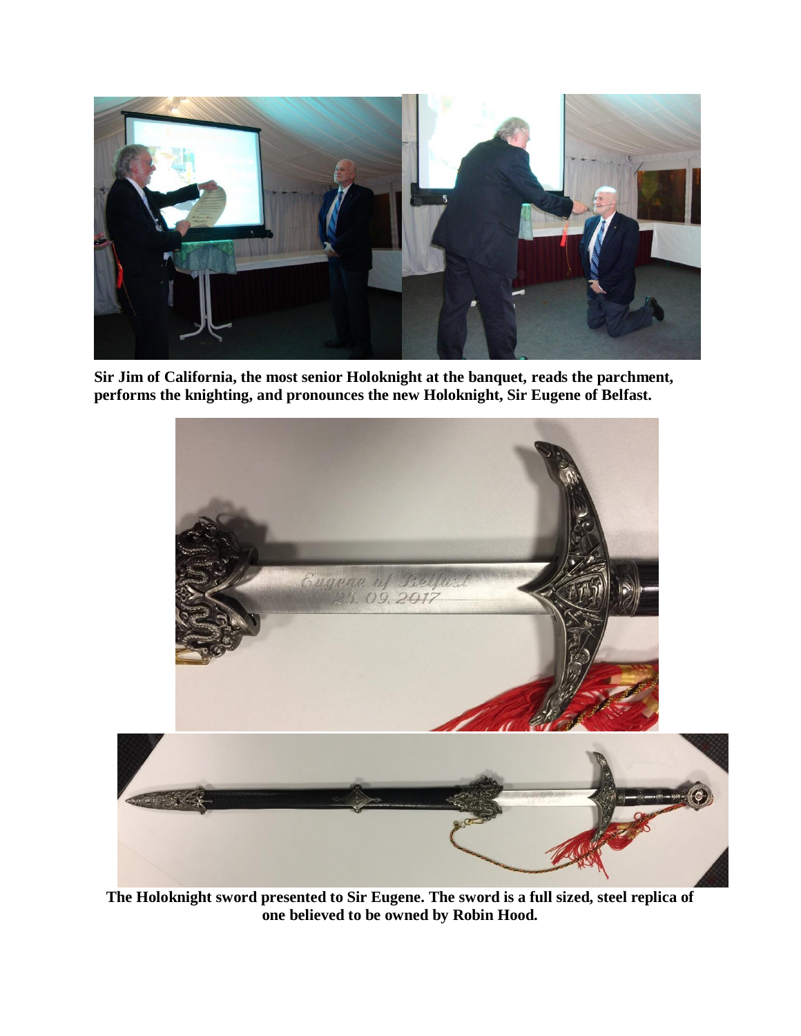**Sir Jim of California, the most senior Holoknight at the banquet, reads the parchment, performs the knighting, and pronounces the new Holoknight, Sir Eugene of Belfast.**

**The Holoknight sword presented to Sir Eugene. The sword is a full sized, steel replica of one believed to be owned by Robin Hood.**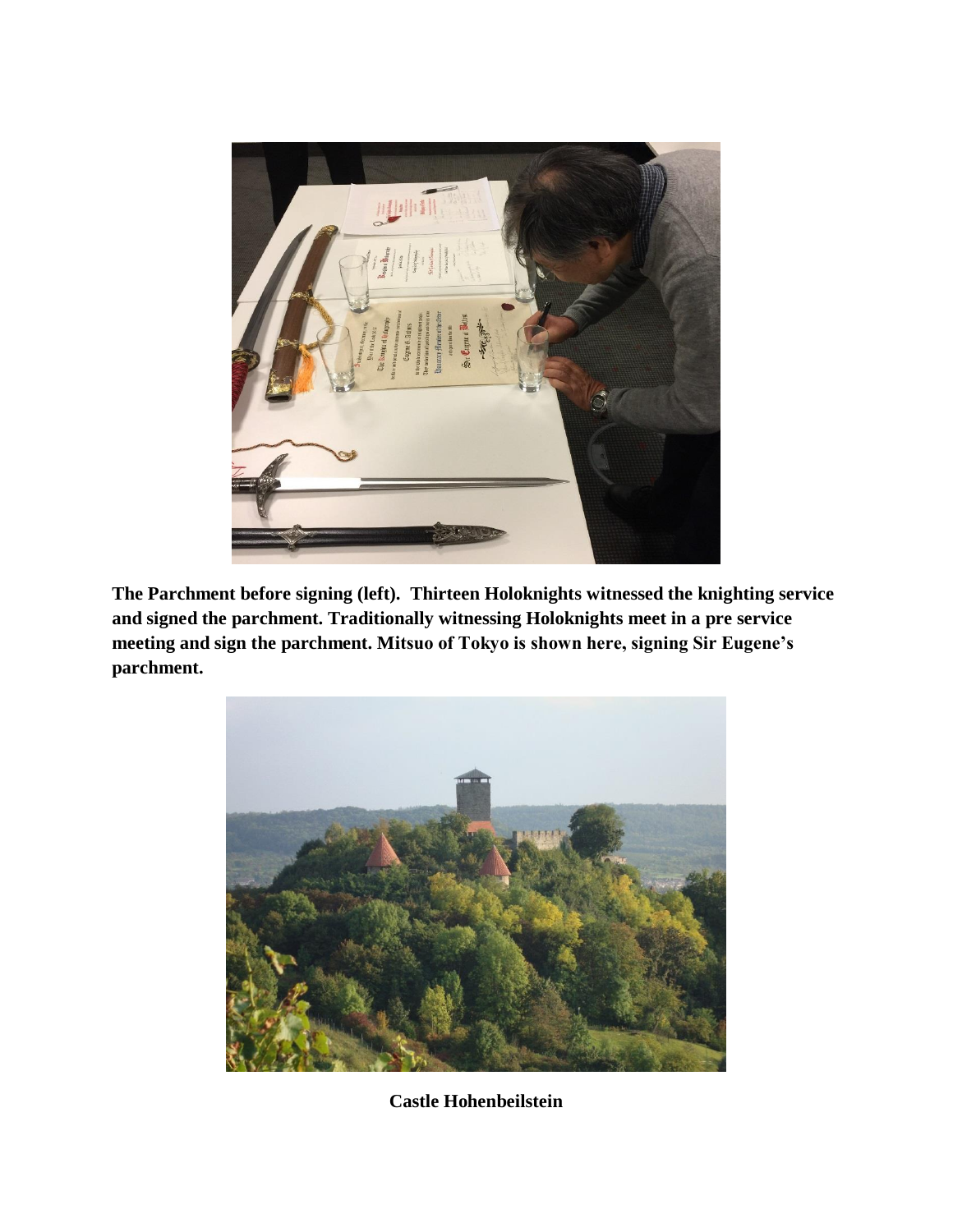**The Parchment before signing (left). Thirteen Holoknights witnessed the knighting service and signed the parchment. Traditionally witnessing Holoknights meet in a pre service meeting and sign the parchment. Mitsuo of Tokyo is shown here, signing Sir Eugene's parchment.**

**Castle Hohenbeilstein**